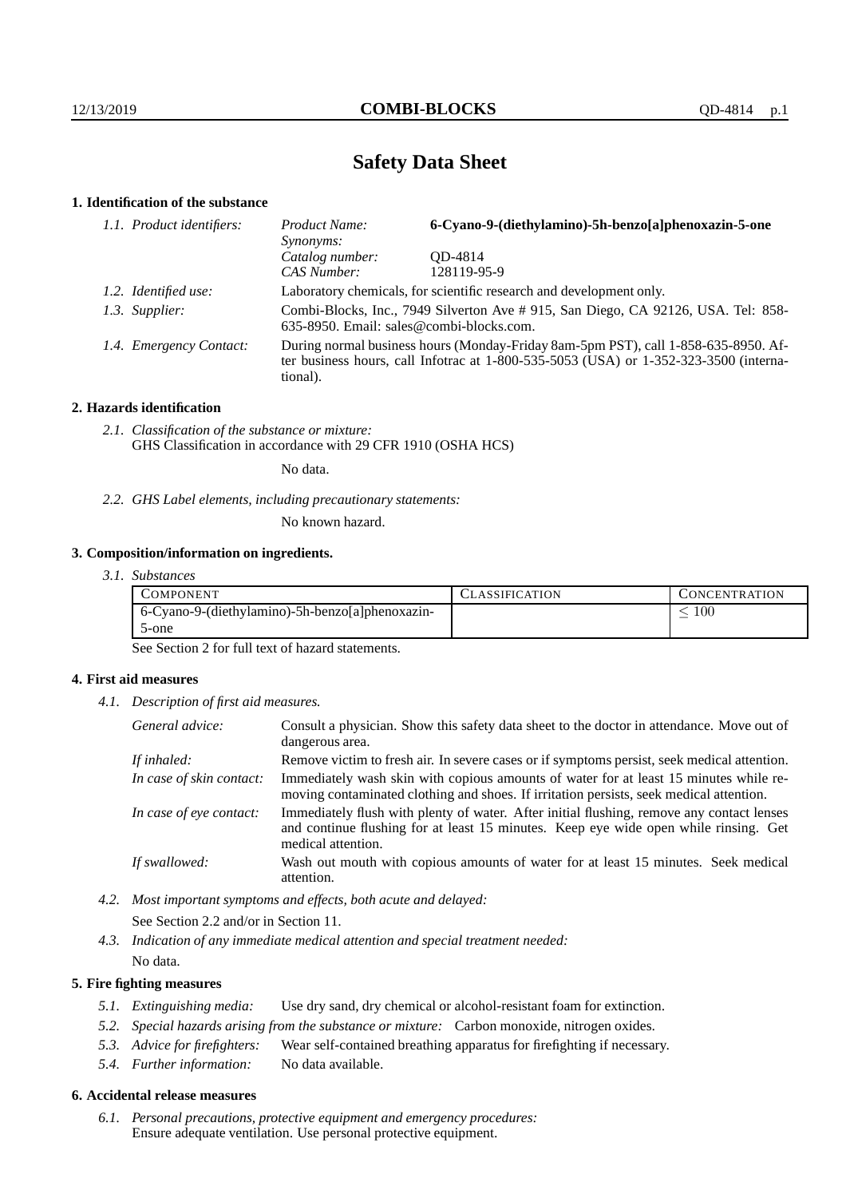# Safety Data Sheet

## 1. Identification of the substance

*1.1. Product identifiers:*

| | |
|---|---|
| *Product Name:* | **6-Cyano-9-(diethylamino)-5h-benzo[a]phenoxazin-5-one** |
| *Synonyms:* | |
| *Catalog number:* | QD-4814 |
| *CAS Number:* | 128119-95-9 |

*1.2. Identified use:* Laboratory chemicals, for scientific research and development only.

*1.3. Supplier:* Combi-Blocks, Inc., 7949 Silverton Ave # 915, San Diego, CA 92126, USA. Tel: 858-635-8950. Email: sales@combi-blocks.com.

*1.4. Emergency Contact:* During normal business hours (Monday-Friday 8am-5pm PST), call 1-858-635-8950. After business hours, call Infotrac at 1-800-535-5053 (USA) or 1-352-323-3500 (international).

## 2. Hazards identification

*2.1. Classification of the substance or mixture:*
GHS Classification in accordance with 29 CFR 1910 (OSHA HCS)

No data.

*2.2. GHS Label elements, including precautionary statements:*

No known hazard.

## 3. Composition/information on ingredients.

*3.1. Substances*

| COMPONENT | CLASSIFICATION | CONCENTRATION |
|---|---|---|
| 6-Cyano-9-(diethylamino)-5h-benzo[a]phenoxazin-5-one | | $\leq 100$ |

See Section 2 for full text of hazard statements.

## 4. First aid measures

*4.1. Description of first aid measures.*

*General advice:* Consult a physician. Show this safety data sheet to the doctor in attendance. Move out of dangerous area.

*If inhaled:* Remove victim to fresh air. In severe cases or if symptoms persist, seek medical attention.

*In case of skin contact:* Immediately wash skin with copious amounts of water for at least 15 minutes while removing contaminated clothing and shoes. If irritation persists, seek medical attention.

*In case of eye contact:* Immediately flush with plenty of water. After initial flushing, remove any contact lenses and continue flushing for at least 15 minutes. Keep eye wide open while rinsing. Get medical attention.

*If swallowed:* Wash out mouth with copious amounts of water for at least 15 minutes. Seek medical attention.

*4.2. Most important symptoms and effects, both acute and delayed:*

See Section 2.2 and/or in Section 11.

*4.3. Indication of any immediate medical attention and special treatment needed:*

No data.

## 5. Fire fighting measures

*5.1. Extinguishing media:* Use dry sand, dry chemical or alcohol-resistant foam for extinction.

*5.2. Special hazards arising from the substance or mixture:* Carbon monoxide, nitrogen oxides.

*5.3. Advice for firefighters:* Wear self-contained breathing apparatus for firefighting if necessary.

*5.4. Further information:* No data available.

## 6. Accidental release measures

*6.1. Personal precautions, protective equipment and emergency procedures:*
Ensure adequate ventilation. Use personal protective equipment.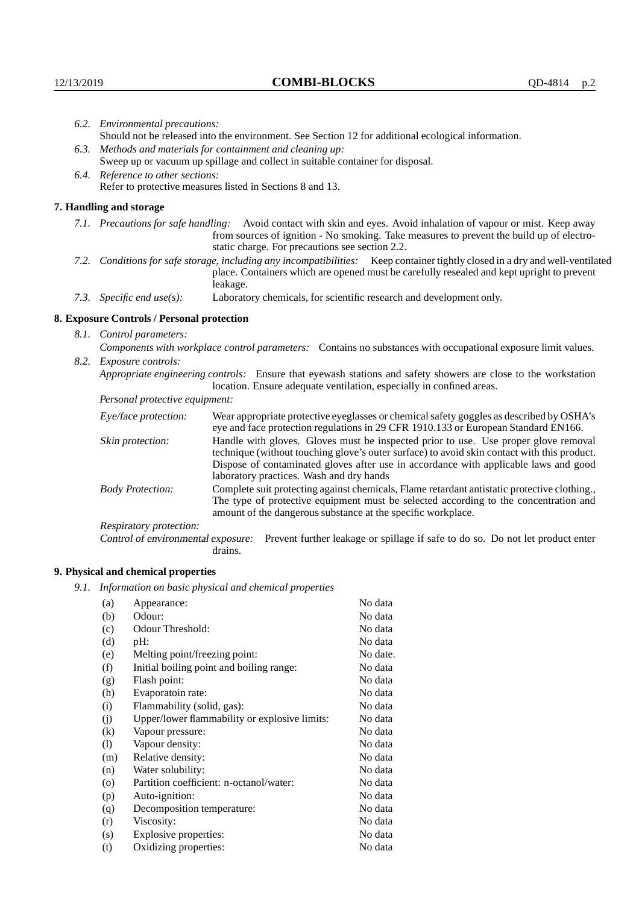*6.2. Environmental precautions:*

Should not be released into the environment. See Section 12 for additional ecological information.

*6.3. Methods and materials for containment and cleaning up:*

Sweep up or vacuum up spillage and collect in suitable container for disposal.

*6.4. Reference to other sections:*

Refer to protective measures listed in Sections 8 and 13.

## 7. Handling and storage

*7.1. Precautions for safe handling:* Avoid contact with skin and eyes. Avoid inhalation of vapour or mist. Keep away from sources of ignition - No smoking. Take measures to prevent the build up of electrostatic charge. For precautions see section 2.2.

*7.2. Conditions for safe storage, including any incompatibilities:* Keep container tightly closed in a dry and well-ventilated place. Containers which are opened must be carefully resealed and kept upright to prevent leakage.

*7.3. Specific end use(s):* Laboratory chemicals, for scientific research and development only.

## 8. Exposure Controls / Personal protection

*8.1. Control parameters:*

*Components with workplace control parameters:* Contains no substances with occupational exposure limit values.

*8.2. Exposure controls:*

*Appropriate engineering controls:* Ensure that eyewash stations and safety showers are close to the workstation location. Ensure adequate ventilation, especially in confined areas.

*Personal protective equipment:*

*Eye/face protection:* Wear appropriate protective eyeglasses or chemical safety goggles as described by OSHA's eye and face protection regulations in 29 CFR 1910.133 or European Standard EN166.

*Skin protection:* Handle with gloves. Gloves must be inspected prior to use. Use proper glove removal technique (without touching glove's outer surface) to avoid skin contact with this product. Dispose of contaminated gloves after use in accordance with applicable laws and good laboratory practices. Wash and dry hands

*Body Protection:* Complete suit protecting against chemicals, Flame retardant antistatic protective clothing., The type of protective equipment must be selected according to the concentration and amount of the dangerous substance at the specific workplace.

*Respiratory protection:*

*Control of environmental exposure:* Prevent further leakage or spillage if safe to do so. Do not let product enter drains.

## 9. Physical and chemical properties

*9.1. Information on basic physical and chemical properties*

| | | |
|---|---|---|
| (a) | Appearance: | No data |
| (b) | Odour: | No data |
| (c) | Odour Threshold: | No data |
| (d) | pH: | No data |
| (e) | Melting point/freezing point: | No date. |
| (f) | Initial boiling point and boiling range: | No data |
| (g) | Flash point: | No data |
| (h) | Evaporatoin rate: | No data |
| (i) | Flammability (solid, gas): | No data |
| (j) | Upper/lower flammability or explosive limits: | No data |
| (k) | Vapour pressure: | No data |
| (l) | Vapour density: | No data |
| (m) | Relative density: | No data |
| (n) | Water solubility: | No data |
| (o) | Partition coefficient: n-octanol/water: | No data |
| (p) | Auto-ignition: | No data |
| (q) | Decomposition temperature: | No data |
| (r) | Viscosity: | No data |
| (s) | Explosive properties: | No data |
| (t) | Oxidizing properties: | No data |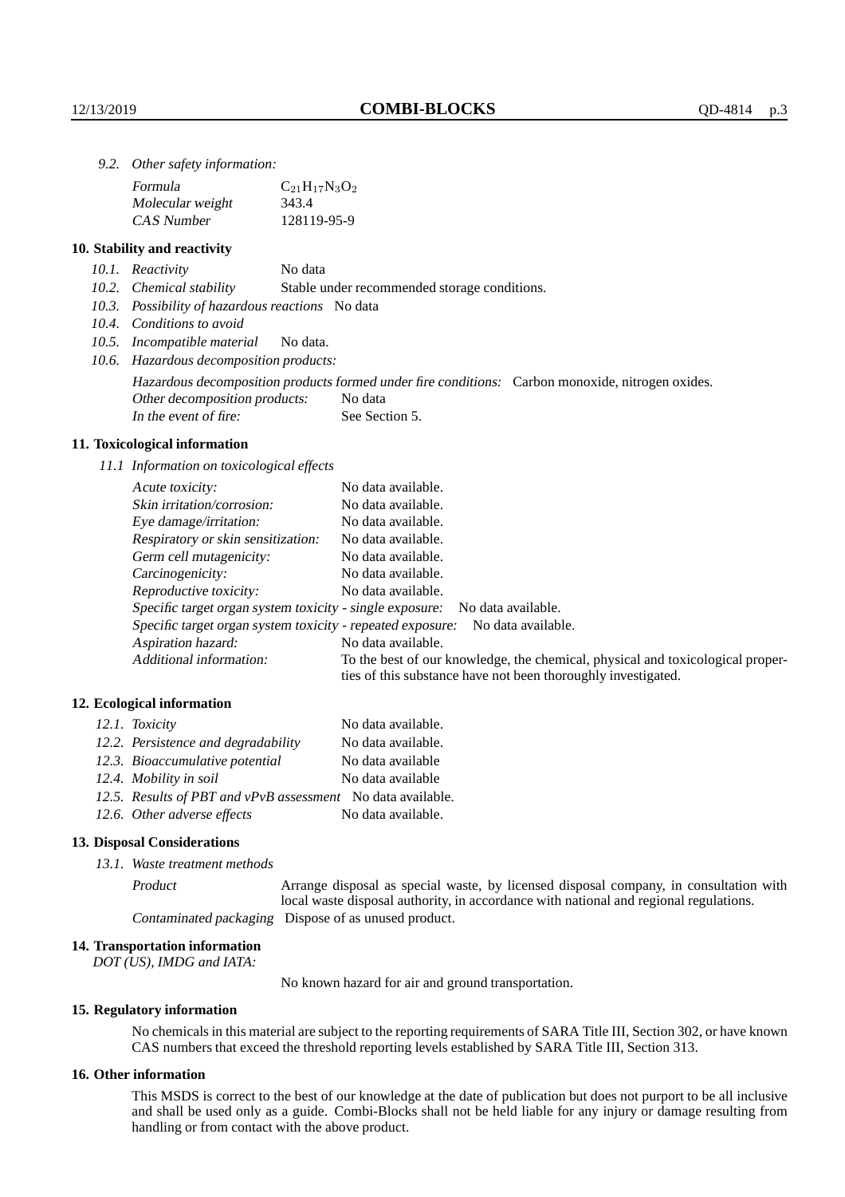*9.2. Other safety information:*

| | |
|---|---|
| *Formula* | $C_{21}H_{17}N_3O_2$ |
| *Molecular weight* | 343.4 |
| *CAS Number* | 128119-95-9 |

## 10. Stability and reactivity

*10.1. Reactivity* No data

*10.2. Chemical stability* Stable under recommended storage conditions.

*10.3. Possibility of hazardous reactions* No data

*10.4. Conditions to avoid*

*10.5. Incompatible material* No data.

*10.6. Hazardous decomposition products:*

*Hazardous decomposition products formed under fire conditions:* Carbon monoxide, nitrogen oxides.

*Other decomposition products:* No data

*In the event of fire:* See Section 5.

## 11. Toxicological information

*11.1 Information on toxicological effects*

| | |
|---|---|
| *Acute toxicity:* | No data available. |
| *Skin irritation/corrosion:* | No data available. |
| *Eye damage/irritation:* | No data available. |
| *Respiratory or skin sensitization:* | No data available. |
| *Germ cell mutagenicity:* | No data available. |
| *Carcinogenicity:* | No data available. |
| *Reproductive toxicity:* | No data available. |
| *Specific target organ system toxicity - single exposure:* | No data available. |
| *Specific target organ system toxicity - repeated exposure:* | No data available. |
| *Aspiration hazard:* | No data available. |
| *Additional information:* | To the best of our knowledge, the chemical, physical and toxicological properties of this substance have not been thoroughly investigated. |

## 12. Ecological information

| | |
|---|---|
| *12.1. Toxicity* | No data available. |
| *12.2. Persistence and degradability* | No data available. |
| *12.3. Bioaccumulative potential* | No data available |
| *12.4. Mobility in soil* | No data available |
| *12.5. Results of PBT and vPvB assessment* | No data available. |
| *12.6. Other adverse effects* | No data available. |

## 13. Disposal Considerations

*13.1. Waste treatment methods*

*Product* Arrange disposal as special waste, by licensed disposal company, in consultation with local waste disposal authority, in accordance with national and regional regulations.

*Contaminated packaging* Dispose of as unused product.

## 14. Transportation information

*DOT (US), IMDG and IATA:*

No known hazard for air and ground transportation.

## 15. Regulatory information

No chemicals in this material are subject to the reporting requirements of SARA Title III, Section 302, or have known CAS numbers that exceed the threshold reporting levels established by SARA Title III, Section 313.

## 16. Other information

This MSDS is correct to the best of our knowledge at the date of publication but does not purport to be all inclusive and shall be used only as a guide. Combi-Blocks shall not be held liable for any injury or damage resulting from handling or from contact with the above product.